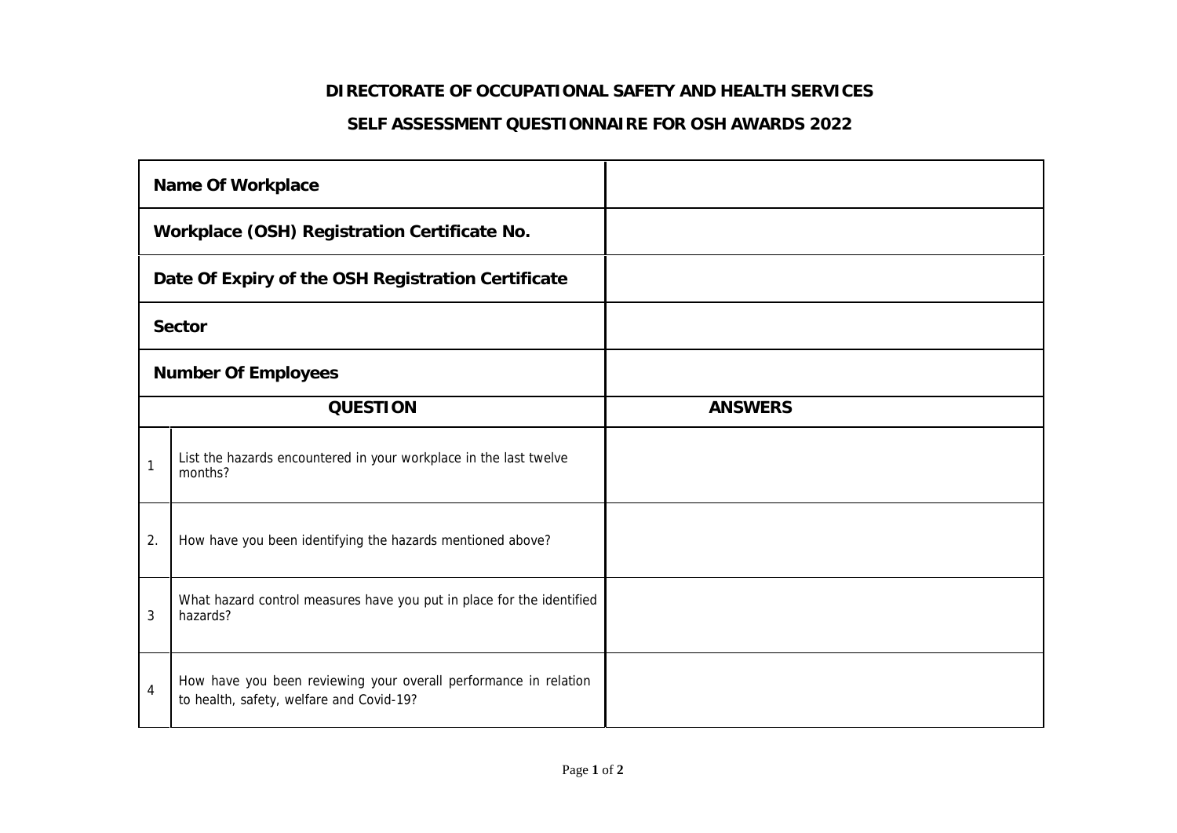## DIRECTORATE OF OCCUPATIONAL SAFETY AND HEALTH SERVICES

## SELF ASSESSMENT QUESTIONNAIRE FOR OSH AWARDS 2022

| | | |
|---|---|---|
| **Name Of Workplace** | | |
| **Workplace (OSH) Registration Certificate No.** | | |
| **Date Of Expiry of the OSH Registration Certificate** | | |
| **Sector** | | |
| **Number Of Employees** | | |
| **QUESTION** | | **ANSWERS** |
| 1 | List the hazards encountered in your workplace in the last twelve months? | |
| 2. | How have you been identifying the hazards mentioned above? | |
| 3 | What hazard control measures have you put in place for the identified hazards? | |
| 4 | How have you been reviewing your overall performance in relation to health, safety, welfare and Covid-19? | |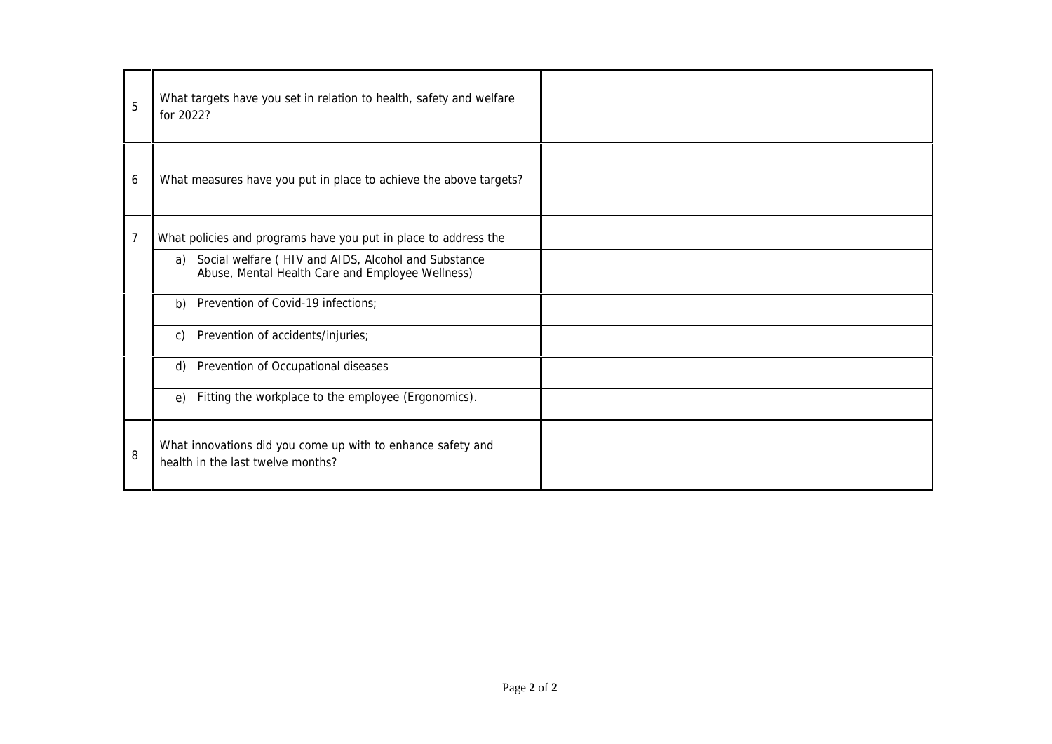| | | |
|---|---|---|
| 5 | What targets have you set in relation to health, safety and welfare for 2022? | |
| 6 | What measures have you put in place to achieve the above targets? | |
| 7 | What policies and programs have you put in place to address the | |
| | a) Social welfare ( HIV and AIDS, Alcohol and Substance Abuse, Mental Health Care and Employee Wellness) | |
| | b) Prevention of Covid-19 infections; | |
| | c) Prevention of accidents/injuries; | |
| | d) Prevention of Occupational diseases | |
| | e) Fitting the workplace to the employee (Ergonomics). | |
| 8 | What innovations did you come up with to enhance safety and health in the last twelve months? | |